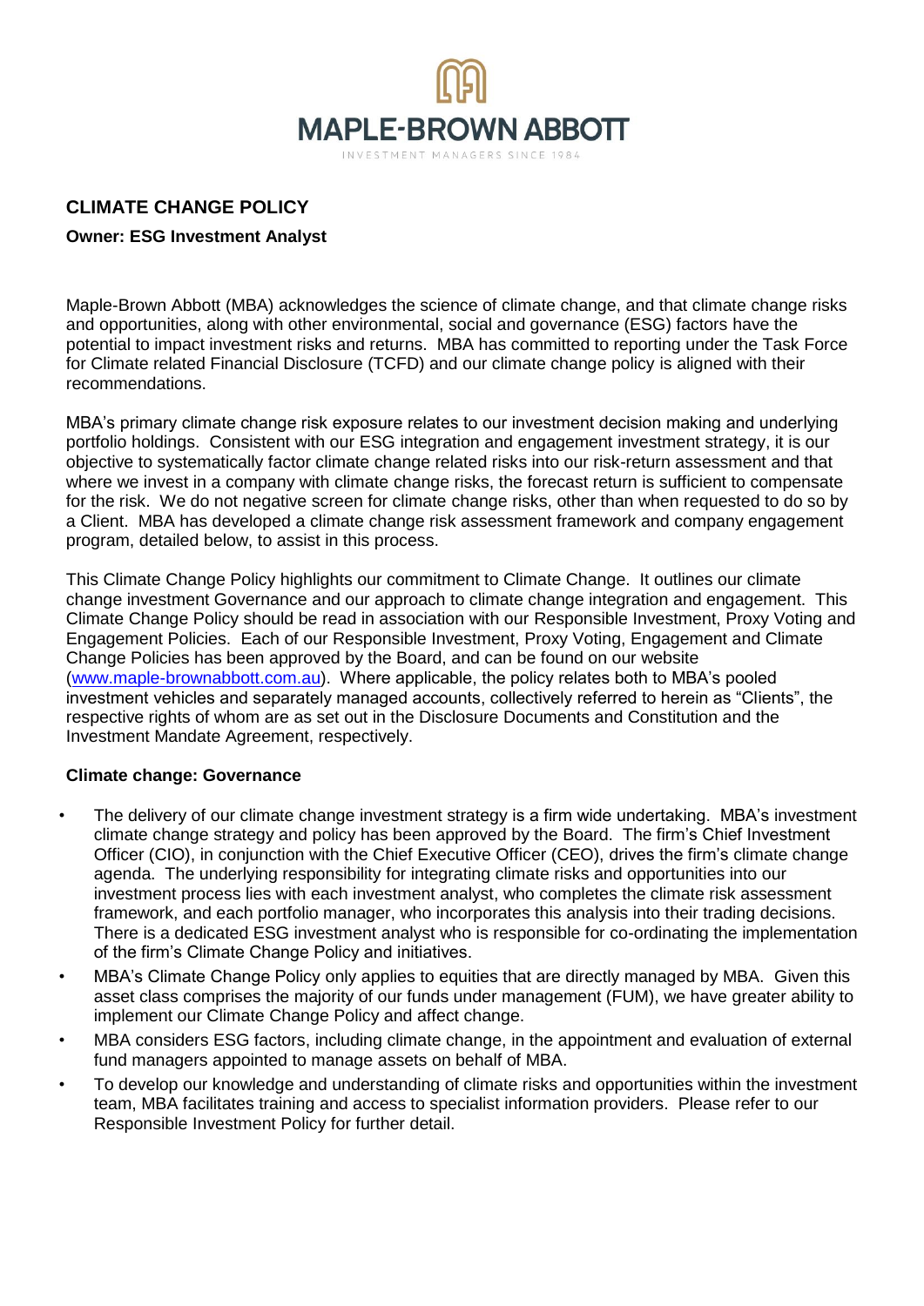MAPLE-BROWN ABBOTT

INVESTMENT MANAGERS SINCE 1984

## CLIMATE CHANGE POLICY

**Owner: ESG Investment Analyst**

Maple-Brown Abbott (MBA) acknowledges the science of climate change, and that climate change risks and opportunities, along with other environmental, social and governance (ESG) factors have the potential to impact investment risks and returns. MBA has committed to reporting under the Task Force for Climate related Financial Disclosure (TCFD) and our climate change policy is aligned with their recommendations.

MBA's primary climate change risk exposure relates to our investment decision making and underlying portfolio holdings. Consistent with our ESG integration and engagement investment strategy, it is our objective to systematically factor climate change related risks into our risk-return assessment and that where we invest in a company with climate change risks, the forecast return is sufficient to compensate for the risk. We do not negative screen for climate change risks, other than when requested to do so by a Client. MBA has developed a climate change risk assessment framework and company engagement program, detailed below, to assist in this process.

This Climate Change Policy highlights our commitment to Climate Change. It outlines our climate change investment Governance and our approach to climate change integration and engagement. This Climate Change Policy should be read in association with our Responsible Investment, Proxy Voting and Engagement Policies. Each of our Responsible Investment, Proxy Voting, Engagement and Climate Change Policies has been approved by the Board, and can be found on our website (www.maple-brownabbott.com.au). Where applicable, the policy relates both to MBA's pooled investment vehicles and separately managed accounts, collectively referred to herein as "Clients", the respective rights of whom are as set out in the Disclosure Documents and Constitution and the Investment Mandate Agreement, respectively.

### Climate change: Governance

- The delivery of our climate change investment strategy is a firm wide undertaking. MBA's investment climate change strategy and policy has been approved by the Board. The firm's Chief Investment Officer (CIO), in conjunction with the Chief Executive Officer (CEO), drives the firm's climate change agenda. The underlying responsibility for integrating climate risks and opportunities into our investment process lies with each investment analyst, who completes the climate risk assessment framework, and each portfolio manager, who incorporates this analysis into their trading decisions. There is a dedicated ESG investment analyst who is responsible for co-ordinating the implementation of the firm's Climate Change Policy and initiatives.
- MBA's Climate Change Policy only applies to equities that are directly managed by MBA. Given this asset class comprises the majority of our funds under management (FUM), we have greater ability to implement our Climate Change Policy and affect change.
- MBA considers ESG factors, including climate change, in the appointment and evaluation of external fund managers appointed to manage assets on behalf of MBA.
- To develop our knowledge and understanding of climate risks and opportunities within the investment team, MBA facilitates training and access to specialist information providers. Please refer to our Responsible Investment Policy for further detail.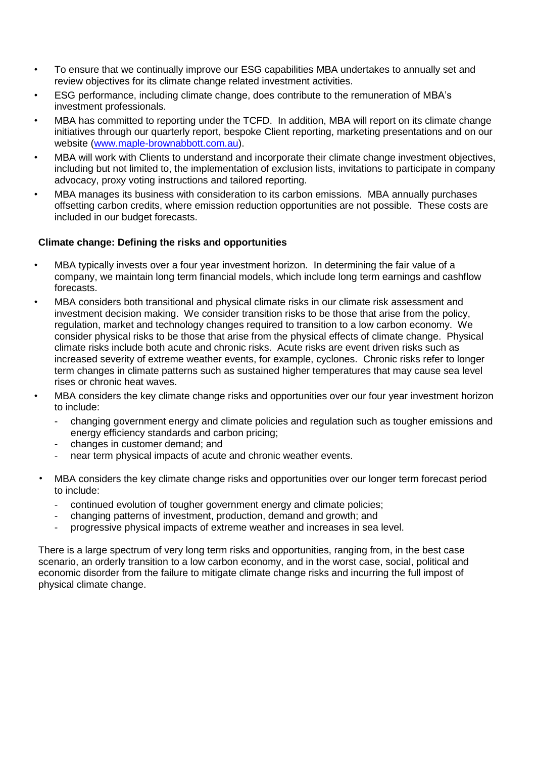- To ensure that we continually improve our ESG capabilities MBA undertakes to annually set and review objectives for its climate change related investment activities.
- ESG performance, including climate change, does contribute to the remuneration of MBA's investment professionals.
- MBA has committed to reporting under the TCFD. In addition, MBA will report on its climate change initiatives through our quarterly report, bespoke Client reporting, marketing presentations and on our website (www.maple-brownabbott.com.au).
- MBA will work with Clients to understand and incorporate their climate change investment objectives, including but not limited to, the implementation of exclusion lists, invitations to participate in company advocacy, proxy voting instructions and tailored reporting.
- MBA manages its business with consideration to its carbon emissions. MBA annually purchases offsetting carbon credits, where emission reduction opportunities are not possible. These costs are included in our budget forecasts.

**Climate change: Defining the risks and opportunities**

- MBA typically invests over a four year investment horizon. In determining the fair value of a company, we maintain long term financial models, which include long term earnings and cashflow forecasts.
- MBA considers both transitional and physical climate risks in our climate risk assessment and investment decision making. We consider transition risks to be those that arise from the policy, regulation, market and technology changes required to transition to a low carbon economy. We consider physical risks to be those that arise from the physical effects of climate change. Physical climate risks include both acute and chronic risks. Acute risks are event driven risks such as increased severity of extreme weather events, for example, cyclones. Chronic risks refer to longer term changes in climate patterns such as sustained higher temperatures that may cause sea level rises or chronic heat waves.
- MBA considers the key climate change risks and opportunities over our four year investment horizon to include:
  - changing government energy and climate policies and regulation such as tougher emissions and energy efficiency standards and carbon pricing;
  - changes in customer demand; and
  - near term physical impacts of acute and chronic weather events.
- MBA considers the key climate change risks and opportunities over our longer term forecast period to include:
  - continued evolution of tougher government energy and climate policies;
  - changing patterns of investment, production, demand and growth; and
  - progressive physical impacts of extreme weather and increases in sea level.

There is a large spectrum of very long term risks and opportunities, ranging from, in the best case scenario, an orderly transition to a low carbon economy, and in the worst case, social, political and economic disorder from the failure to mitigate climate change risks and incurring the full impost of physical climate change.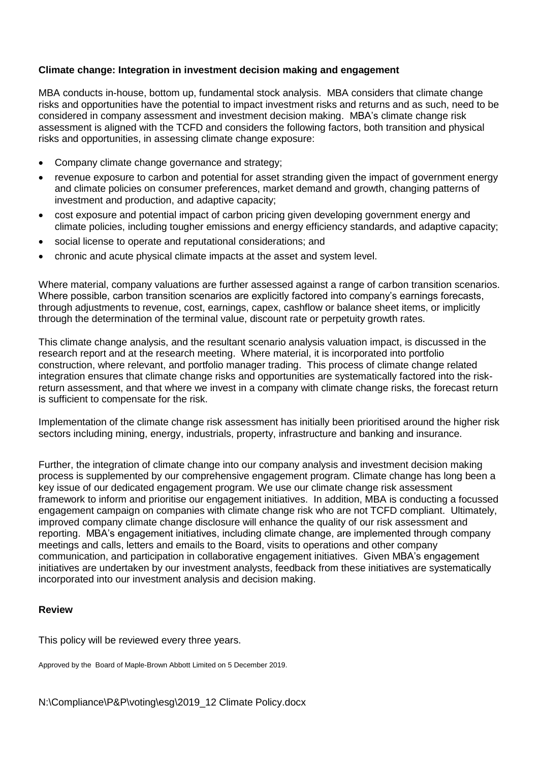**Climate change: Integration in investment decision making and engagement**

MBA conducts in-house, bottom up, fundamental stock analysis. MBA considers that climate change risks and opportunities have the potential to impact investment risks and returns and as such, need to be considered in company assessment and investment decision making. MBA's climate change risk assessment is aligned with the TCFD and considers the following factors, both transition and physical risks and opportunities, in assessing climate change exposure:

- Company climate change governance and strategy;
- revenue exposure to carbon and potential for asset stranding given the impact of government energy and climate policies on consumer preferences, market demand and growth, changing patterns of investment and production, and adaptive capacity;
- cost exposure and potential impact of carbon pricing given developing government energy and climate policies, including tougher emissions and energy efficiency standards, and adaptive capacity;
- social license to operate and reputational considerations; and
- chronic and acute physical climate impacts at the asset and system level.

Where material, company valuations are further assessed against a range of carbon transition scenarios. Where possible, carbon transition scenarios are explicitly factored into company's earnings forecasts, through adjustments to revenue, cost, earnings, capex, cashflow or balance sheet items, or implicitly through the determination of the terminal value, discount rate or perpetuity growth rates.

This climate change analysis, and the resultant scenario analysis valuation impact, is discussed in the research report and at the research meeting. Where material, it is incorporated into portfolio construction, where relevant, and portfolio manager trading. This process of climate change related integration ensures that climate change risks and opportunities are systematically factored into the risk-return assessment, and that where we invest in a company with climate change risks, the forecast return is sufficient to compensate for the risk.

Implementation of the climate change risk assessment has initially been prioritised around the higher risk sectors including mining, energy, industrials, property, infrastructure and banking and insurance.

Further, the integration of climate change into our company analysis and investment decision making process is supplemented by our comprehensive engagement program. Climate change has long been a key issue of our dedicated engagement program. We use our climate change risk assessment framework to inform and prioritise our engagement initiatives. In addition, MBA is conducting a focussed engagement campaign on companies with climate change risk who are not TCFD compliant. Ultimately, improved company climate change disclosure will enhance the quality of our risk assessment and reporting. MBA's engagement initiatives, including climate change, are implemented through company meetings and calls, letters and emails to the Board, visits to operations and other company communication, and participation in collaborative engagement initiatives. Given MBA's engagement initiatives are undertaken by our investment analysts, feedback from these initiatives are systematically incorporated into our investment analysis and decision making.

**Review**

This policy will be reviewed every three years.

Approved by the Board of Maple-Brown Abbott Limited on 5 December 2019.

N:\Compliance\P&P\voting\esg\2019_12 Climate Policy.docx